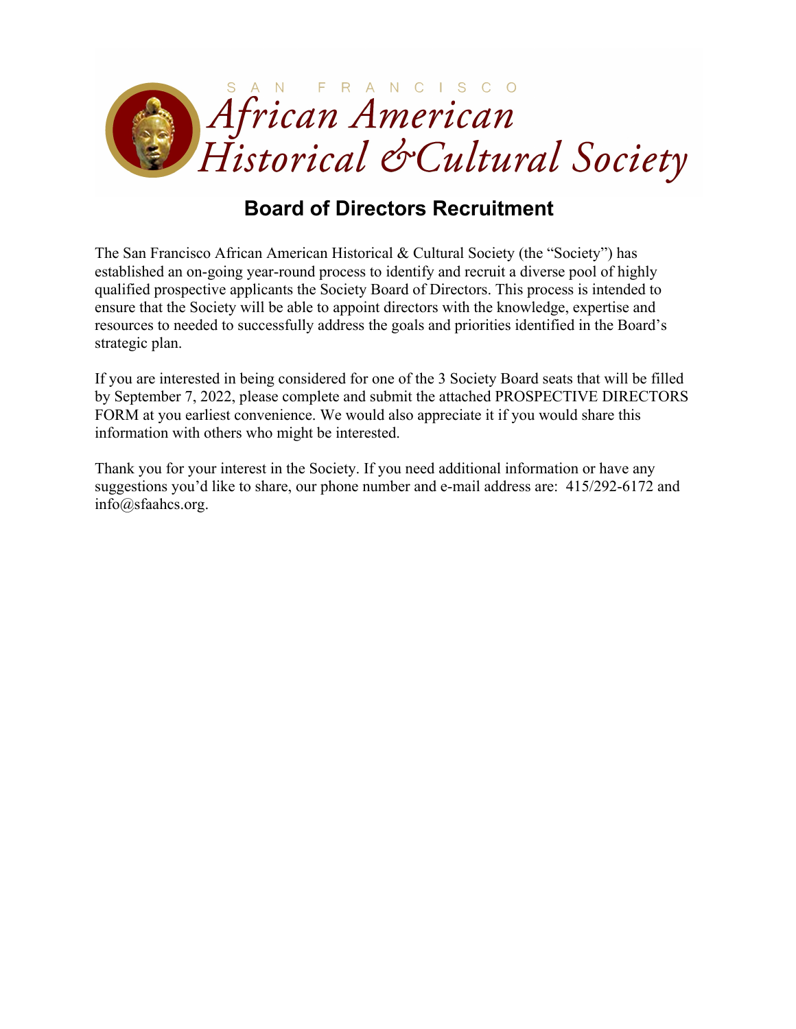SAN FRANCISCO

*African American Historical & Cultural Society*

# Board of Directors Recruitment

The San Francisco African American Historical & Cultural Society (the "Society") has established an on-going year-round process to identify and recruit a diverse pool of highly qualified prospective applicants the Society Board of Directors. This process is intended to ensure that the Society will be able to appoint directors with the knowledge, expertise and resources to needed to successfully address the goals and priorities identified in the Board's strategic plan.

If you are interested in being considered for one of the 3 Society Board seats that will be filled by September 7, 2022, please complete and submit the attached PROSPECTIVE DIRECTORS FORM at you earliest convenience. We would also appreciate it if you would share this information with others who might be interested.

Thank you for your interest in the Society. If you need additional information or have any suggestions you'd like to share, our phone number and e-mail address are: 415/292-6172 and info@sfaahcs.org.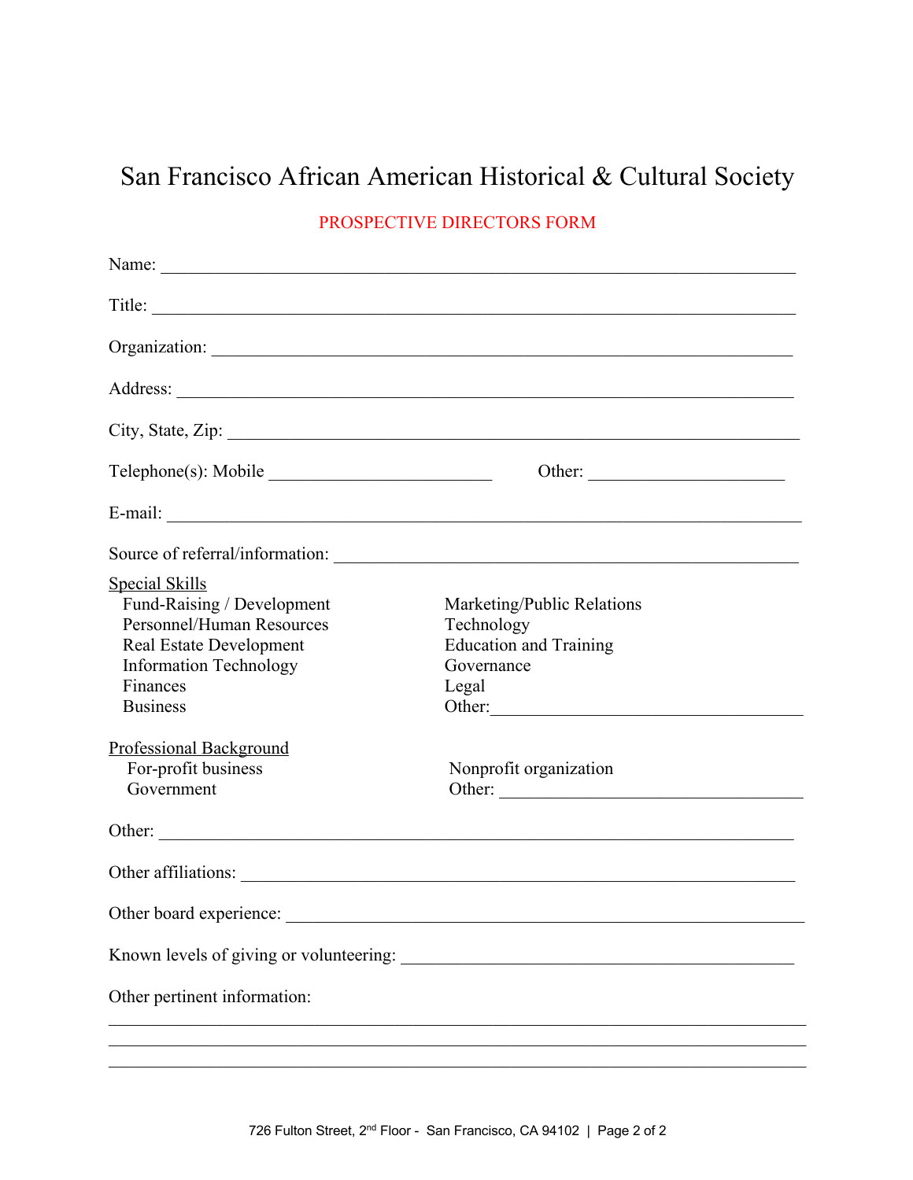# San Francisco African American Historical & Cultural Society

## PROSPECTIVE DIRECTORS FORM

Name: ______________________________________________________________________

Title: ______________________________________________________________________

Organization: _________________________________________________________________

Address: ____________________________________________________________________

City, State, Zip: ______________________________________________________________

Telephone(s): Mobile _________________________ Other: _____________________

E-mail: ______________________________________________________________________

Source of referral/information: ____________________________________________________

Special Skills

- Fund-Raising / Development
- Personnel/Human Resources
- Real Estate Development
- Information Technology
- Finances
- Business
- Marketing/Public Relations
- Technology
- Education and Training
- Governance
- Legal
- Other:_________________________________

Professional Background

- For-profit business
- Government
- Nonprofit organization
- Other: _________________________________

Other: ______________________________________________________________________

Other affiliations: _____________________________________________________________

Other board experience: __________________________________________________________

Known levels of giving or volunteering: ____________________________________________

Other pertinent information:

______________________________________________________________________________

______________________________________________________________________________

______________________________________________________________________________

726 Fulton Street, 2nd Floor - San Francisco, CA 94102